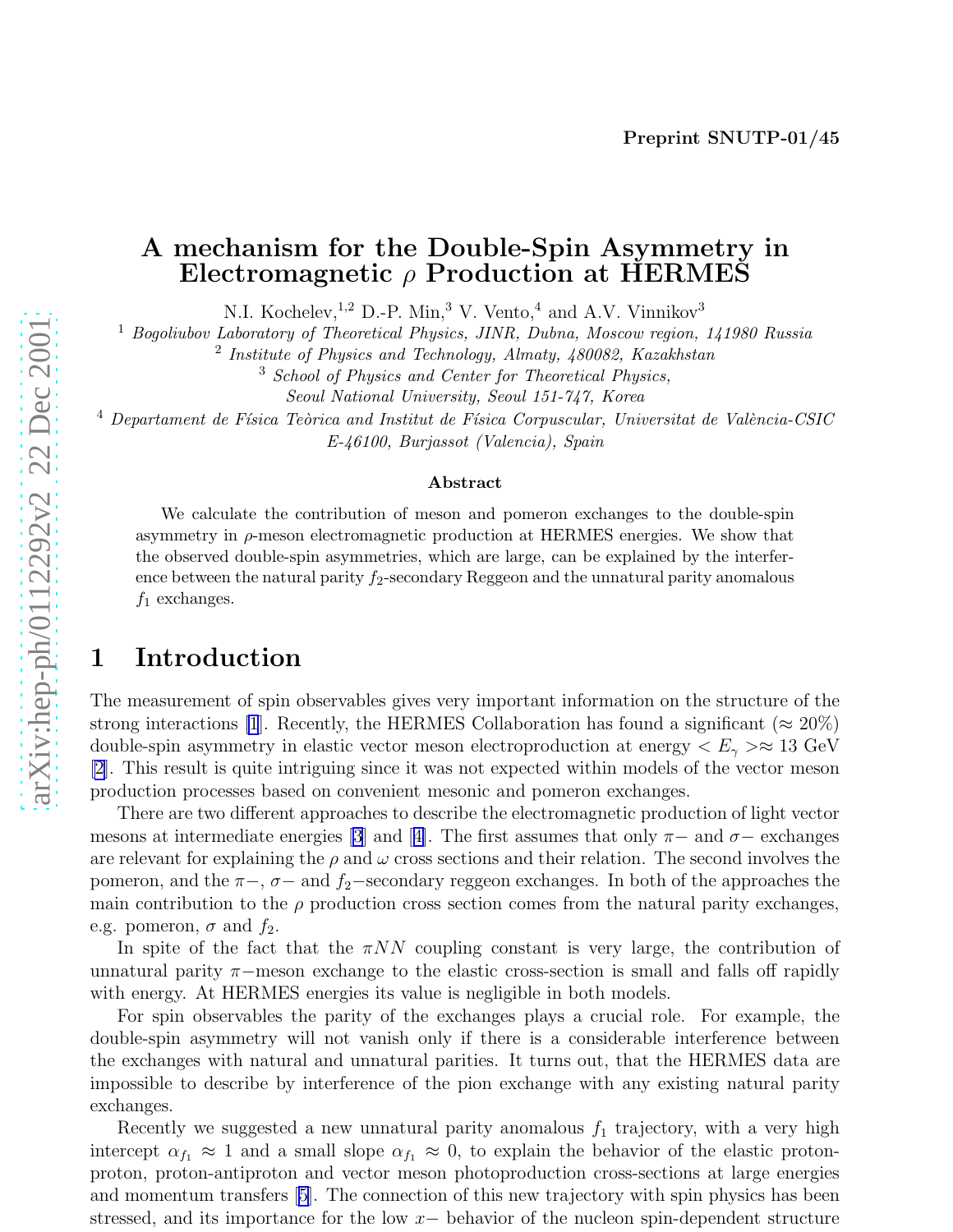**Preprint SNUTP-01/45**

# A mechanism for the Double-Spin Asymmetry in Electromagnetic $\rho$ Production at HERMES

N.I. Kochelev,[1,2] D.-P. Min,[3] V. Vento,[4] and A.V. Vinnikov[3]

[1] *Bogoliubov Laboratory of Theoretical Physics, JINR, Dubna, Moscow region, 141980 Russia*

[2] *Institute of Physics and Technology, Almaty, 480082, Kazakhstan*

[3] *School of Physics and Center for Theoretical Physics, Seoul National University, Seoul 151-747, Korea*

[4] *Departament de Física Teòrica and Institut de Física Corpuscular, Universitat de València-CSIC E-46100, Burjassot (Valencia), Spain*

### Abstract

We calculate the contribution of meson and pomeron exchanges to the double-spin asymmetry in $\rho$-meson electromagnetic production at HERMES energies. We show that the observed double-spin asymmetries, which are large, can be explained by the interference between the natural parity $f_2$-secondary Reggeon and the unnatural parity anomalous $f_1$ exchanges.

## 1 Introduction

The measurement of spin observables gives very important information on the structure of the strong interactions [1]. Recently, the HERMES Collaboration has found a significant ($\approx 20\%$) double-spin asymmetry in elastic vector meson electroproduction at energy $< E_\gamma > \approx 13$ GeV [2]. This result is quite intriguing since it was not expected within models of the vector meson production processes based on convenient mesonic and pomeron exchanges.

There are two different approaches to describe the electromagnetic production of light vector mesons at intermediate energies [3] and [4]. The first assumes that only $\pi-$ and $\sigma-$ exchanges are relevant for explaining the $\rho$ and $\omega$ cross sections and their relation. The second involves the pomeron, and the $\pi-$, $\sigma-$ and $f_2-$secondary reggeon exchanges. In both of the approaches the main contribution to the $\rho$ production cross section comes from the natural parity exchanges, e.g. pomeron, $\sigma$ and $f_2$.

In spite of the fact that the $\pi NN$ coupling constant is very large, the contribution of unnatural parity $\pi-$meson exchange to the elastic cross-section is small and falls off rapidly with energy. At HERMES energies its value is negligible in both models.

For spin observables the parity of the exchanges plays a crucial role. For example, the double-spin asymmetry will not vanish only if there is a considerable interference between the exchanges with natural and unnatural parities. It turns out, that the HERMES data are impossible to describe by interference of the pion exchange with any existing natural parity exchanges.

Recently we suggested a new unnatural parity anomalous $f_1$ trajectory, with a very high intercept $\alpha_{f_1} \approx 1$ and a small slope $\alpha_{f_1} \approx 0$, to explain the behavior of the elastic proton-proton, proton-antiproton and vector meson photoproduction cross-sections at large energies and momentum transfers [5]. The connection of this new trajectory with spin physics has been stressed, and its importance for the low $x-$ behavior of the nucleon spin-dependent structure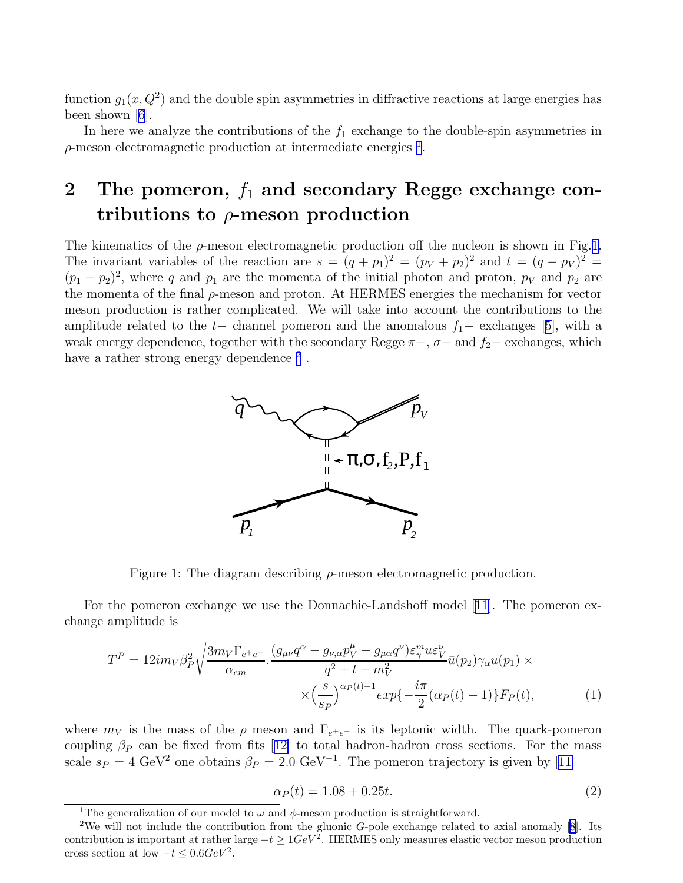function $g_1(x, Q^2)$ and the double spin asymmetries in diffractive reactions at large energies has been shown [6].

In here we analyze the contributions of the $f_1$ exchange to the double-spin asymmetries in $\rho$-meson electromagnetic production at intermediate energies [1].

## 2 The pomeron, $f_1$ and secondary Regge exchange contributions to $\rho$-meson production

The kinematics of the $\rho$-meson electromagnetic production off the nucleon is shown in Fig.1. The invariant variables of the reaction are $s = (q + p_1)^2 = (p_V + p_2)^2$ and $t = (q - p_V)^2 = (p_1 - p_2)^2$, where $q$ and $p_1$ are the momenta of the initial photon and proton, $p_V$ and $p_2$ are the momenta of the final $\rho$-meson and proton. At HERMES energies the mechanism for vector meson production is rather complicated. We will take into account the contributions to the amplitude related to the $t-$ channel pomeron and the anomalous $f_1-$ exchanges [5], with a weak energy dependence, together with the secondary Regge $\pi-$, $\sigma-$ and $f_2-$ exchanges, which have a rather strong energy dependence [2].

Figure 1: The diagram describing $\rho$-meson electromagnetic production.

For the pomeron exchange we use the Donnachie-Landshoff model [11]. The pomeron exchange amplitude is

$$T^P = 12 i m_V \beta_P^2 \sqrt{\frac{3 m_V \Gamma_{e^+e^-}}{\alpha_{em}}} . \frac{(g_{\mu\nu} q^\alpha - g_{\nu,\alpha} p_V^\mu - g_{\mu\alpha} q^\nu) \varepsilon_\gamma^m u \varepsilon_V^\nu}{q^2 + t - m_V^2} \bar{u}(p_2) \gamma_\alpha u(p_1) \times \\ \times \Big(\frac{s}{s_P}\Big)^{\alpha_P(t)-1} exp\{-\frac{i\pi}{2}(\alpha_P(t) - 1)\} F_P(t), \tag{1}$$

where $m_V$ is the mass of the $\rho$ meson and $\Gamma_{e^+e^-}$ is its leptonic width. The quark-pomeron coupling $\beta_P$ can be fixed from fits [12] to total hadron-hadron cross sections. For the mass scale $s_P = 4$ GeV$^2$ one obtains $\beta_P = 2.0$ GeV$^{-1}$. The pomeron trajectory is given by [11]

$$\alpha_P(t) = 1.08 + 0.25t. \tag{2}$$

[1] The generalization of our model to $\omega$ and $\phi$-meson production is straightforward.

[2] We will not include the contribution from the gluonic $G$-pole exchange related to axial anomaly [8]. Its contribution is important at rather large $-t \geq 1 GeV^2$. HERMES only measures elastic vector meson production cross section at low $-t \leq 0.6 GeV^2$.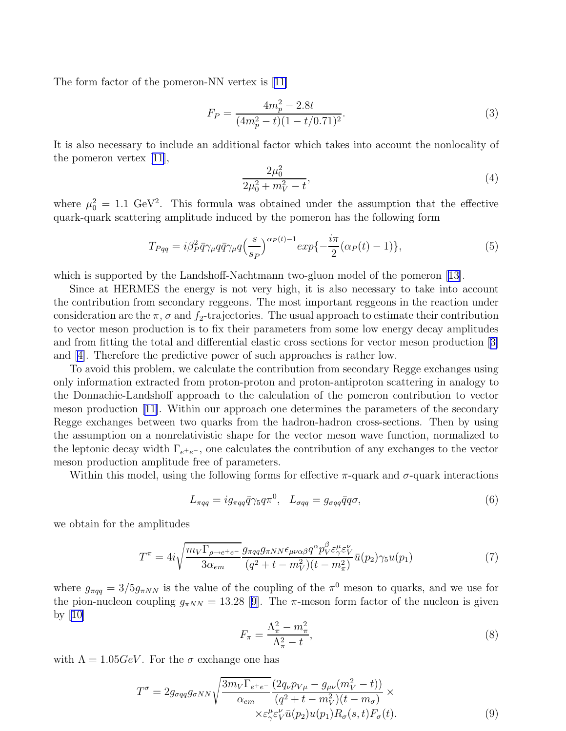The form factor of the pomeron-NN vertex is [11]

$$F_P = \frac{4m_p^2 - 2.8t}{(4m_p^2 - t)(1 - t/0.71)^2}. \tag{3}$$

It is also necessary to include an additional factor which takes into account the nonlocality of the pomeron vertex [11],

$$\frac{2\mu_0^2}{2\mu_0^2 + m_V^2 - t}, \tag{4}$$

where $\mu_0^2 = 1.1$ GeV$^2$. This formula was obtained under the assumption that the effective quark-quark scattering amplitude induced by the pomeron has the following form

$$T_{Pqq} = i\beta_P^2 \bar{q}\gamma_\mu q \bar{q}\gamma_\mu q \Big(\frac{s}{s_P}\Big)^{\alpha_P(t)-1} exp\{-\frac{i\pi}{2}(\alpha_P(t) - 1)\}, \tag{5}$$

which is supported by the Landshoff-Nachtmann two-gluon model of the pomeron [13].

Since at HERMES the energy is not very high, it is also necessary to take into account the contribution from secondary reggeons. The most important reggeons in the reaction under consideration are the $\pi$, $\sigma$ and $f_2$-trajectories. The usual approach to estimate their contribution to vector meson production is to fix their parameters from some low energy decay amplitudes and from fitting the total and differential elastic cross sections for vector meson production [3] and [4]. Therefore the predictive power of such approaches is rather low.

To avoid this problem, we calculate the contribution from secondary Regge exchanges using only information extracted from proton-proton and proton-antiproton scattering in analogy to the Donnachie-Landshoff approach to the calculation of the pomeron contribution to vector meson production [11]. Within our approach one determines the parameters of the secondary Regge exchanges between two quarks from the hadron-hadron cross-sections. Then by using the assumption on a nonrelativistic shape for the vector meson wave function, normalized to the leptonic decay width $\Gamma_{e^+e^-}$, one calculates the contribution of any exchanges to the vector meson production amplitude free of parameters.

Within this model, using the following forms for effective $\pi$-quark and $\sigma$-quark interactions

$$L_{\pi qq} = i g_{\pi qq} \bar{q}\gamma_5 q \pi^0, \quad L_{\sigma qq} = g_{\sigma qq} \bar{q} q \sigma, \tag{6}$$

we obtain for the amplitudes

$$T^\pi = 4i\sqrt{\frac{m_V \Gamma_{\rho \to e^+e^-}}{3\alpha_{em}}} \frac{g_{\pi qq} g_{\pi NN} \epsilon_{\mu\nu\alpha\beta} q^\alpha p_V^\beta \varepsilon_\gamma^\mu \varepsilon_V^\nu}{(q^2 + t - m_V^2)(t - m_\pi^2)} \bar{u}(p_2)\gamma_5 u(p_1) \tag{7}$$

where $g_{\pi qq} = 3/5 g_{\pi NN}$ is the value of the coupling of the $\pi^0$ meson to quarks, and we use for the pion-nucleon coupling $g_{\pi NN} = 13.28$ [9]. The $\pi$-meson form factor of the nucleon is given by [10]

$$F_\pi = \frac{\Lambda_\pi^2 - m_\pi^2}{\Lambda_\pi^2 - t}, \tag{8}$$

with $\Lambda = 1.05 GeV$. For the $\sigma$ exchange one has

$$T^\sigma = 2 g_{\sigma qq} g_{\sigma NN} \sqrt{\frac{3 m_V \Gamma_{e^+e^-}}{\alpha_{em}}} \frac{(2 q_\nu p_{V\mu} - g_{\mu\nu}(m_V^2 - t))}{(q^2 + t - m_V^2)(t - m_\sigma)} \times \\ \times \varepsilon_\gamma^\mu \varepsilon_V^\nu \bar{u}(p_2) u(p_1) R_\sigma(s,t) F_\sigma(t). \tag{9}$$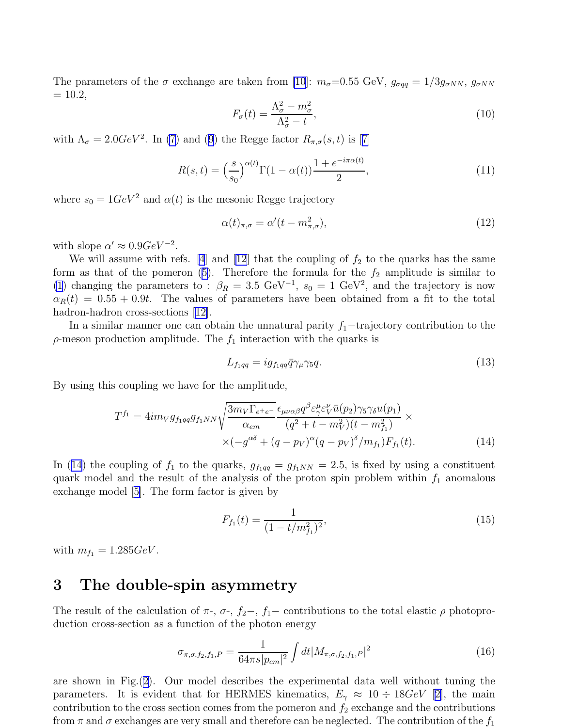The parameters of the $\sigma$ exchange are taken from [10]: $m_\sigma$=0.55 GeV, $g_{\sigma qq} = 1/3 g_{\sigma NN}$, $g_{\sigma NN}$ = 10.2,

$$F_\sigma(t) = \frac{\Lambda_\sigma^2 - m_\sigma^2}{\Lambda_\sigma^2 - t}, \tag{10}$$

with $\Lambda_\sigma = 2.0 GeV^2$. In (7) and (9) the Regge factor $R_{\pi,\sigma}(s,t)$ is [7]

$$R(s,t) = \Big(\frac{s}{s_0}\Big)^{\alpha(t)} \Gamma(1-\alpha(t)) \frac{1+e^{-i\pi\alpha(t)}}{2}, \tag{11}$$

where $s_0 = 1 GeV^2$ and $\alpha(t)$ is the mesonic Regge trajectory

$$\alpha(t)_{\pi,\sigma} = \alpha'(t - m_{\pi,\sigma}^2), \tag{12}$$

with slope $\alpha' \approx 0.9 GeV^{-2}$.

We will assume with refs. [4] and [12] that the coupling of $f_2$ to the quarks has the same form as that of the pomeron (5). Therefore the formula for the $f_2$ amplitude is similar to (1) changing the parameters to : $\beta_R$ = 3.5 GeV$^{-1}$, $s_0$ = 1 GeV$^2$, and the trajectory is now $\alpha_R(t) = 0.55 + 0.9t$. The values of parameters have been obtained from a fit to the total hadron-hadron cross-sections [12].

In a similar manner one can obtain the unnatural parity $f_1-$trajectory contribution to the $\rho$-meson production amplitude. The $f_1$ interaction with the quarks is

$$L_{f_1qq} = i g_{f_1qq} \bar{q}\gamma_\mu\gamma_5 q. \tag{13}$$

By using this coupling we have for the amplitude,

$$T^{f_1} = 4 i m_V g_{f_1qq} g_{f_1NN} \sqrt{\frac{3m_V\Gamma_{e^+e^-}}{\alpha_{em}}} \frac{\epsilon_{\mu\nu\alpha\beta} q^\beta \varepsilon_\gamma^\mu \varepsilon_V^\nu \bar{u}(p_2)\gamma_5\gamma_\delta u(p_1)}{(q^2+t-m_V^2)(t-m_{f_1}^2)} \times$$
$$\times (-g^{\alpha\delta} + (q-p_V)^\alpha (q-p_V)^\delta / m_{f_1}) F_{f_1}(t). \tag{14}$$

In (14) the coupling of $f_1$ to the quarks, $g_{f_1qq} = g_{f_1NN} = 2.5$, is fixed by using a constituent quark model and the result of the analysis of the proton spin problem within $f_1$ anomalous exchange model [5]. The form factor is given by

$$F_{f_1}(t) = \frac{1}{(1 - t/m_{f_1}^2)^2}, \tag{15}$$

with $m_{f_1} = 1.285 GeV$.

# 3 The double-spin asymmetry

The result of the calculation of $\pi$-, $\sigma$-, $f_2-$, $f_1-$ contributions to the total elastic $\rho$ photoproduction cross-section as a function of the photon energy

$$\sigma_{\pi,\sigma,f_2,f_1,P} = \frac{1}{64\pi s |p_{cm}|^2} \int dt |M_{\pi,\sigma,f_2,f_1,P}|^2 \tag{16}$$

are shown in Fig.(2). Our model describes the experimental data well without tuning the parameters. It is evident that for HERMES kinematics, $E_\gamma \approx 10 \div 18 GeV$ [2], the main contribution to the cross section comes from the pomeron and $f_2$ exchange and the contributions from $\pi$ and $\sigma$ exchanges are very small and therefore can be neglected. The contribution of the $f_1$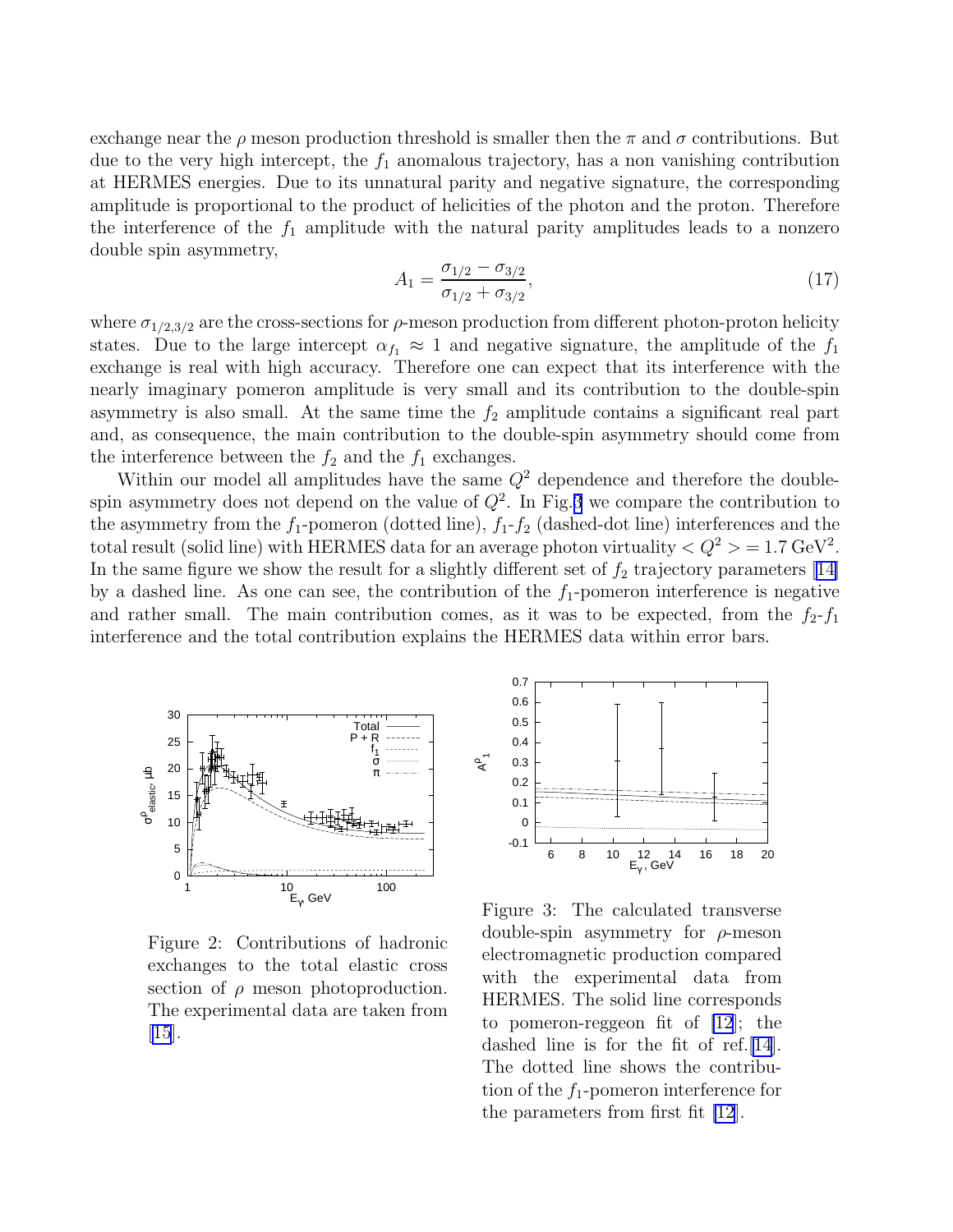exchange near the $\rho$ meson production threshold is smaller then the $\pi$ and $\sigma$ contributions. But due to the very high intercept, the $f_1$ anomalous trajectory, has a non vanishing contribution at HERMES energies. Due to its unnatural parity and negative signature, the corresponding amplitude is proportional to the product of helicities of the photon and the proton. Therefore the interference of the $f_1$ amplitude with the natural parity amplitudes leads to a nonzero double spin asymmetry,

$$A_1 = \frac{\sigma_{1/2} - \sigma_{3/2}}{\sigma_{1/2} + \sigma_{3/2}}, \tag{17}$$

where $\sigma_{1/2,3/2}$ are the cross-sections for $\rho$-meson production from different photon-proton helicity states. Due to the large intercept $\alpha_{f_1} \approx 1$ and negative signature, the amplitude of the $f_1$ exchange is real with high accuracy. Therefore one can expect that its interference with the nearly imaginary pomeron amplitude is very small and its contribution to the double-spin asymmetry is also small. At the same time the $f_2$ amplitude contains a significant real part and, as consequence, the main contribution to the double-spin asymmetry should come from the interference between the $f_2$ and the $f_1$ exchanges.

Within our model all amplitudes have the same $Q^2$ dependence and therefore the double-spin asymmetry does not depend on the value of $Q^2$. In Fig.3 we compare the contribution to the asymmetry from the $f_1$-pomeron (dotted line), $f_1$-$f_2$ (dashed-dot line) interferences and the total result (solid line) with HERMES data for an average photon virtuality $< Q^2 >= 1.7\ \mathrm{GeV}^2$. In the same figure we show the result for a slightly different set of $f_2$ trajectory parameters [14] by a dashed line. As one can see, the contribution of the $f_1$-pomeron interference is negative and rather small. The main contribution comes, as it was to be expected, from the $f_2$-$f_1$ interference and the total contribution explains the HERMES data within error bars.

Figure 2: Contributions of hadronic exchanges to the total elastic cross section of $\rho$ meson photoproduction. The experimental data are taken from [15].

Figure 3: The calculated transverse double-spin asymmetry for $\rho$-meson electromagnetic production compared with the experimental data from HERMES. The solid line corresponds to pomeron-reggeon fit of [12]; the dashed line is for the fit of ref.[14]. The dotted line shows the contribution of the $f_1$-pomeron interference for the parameters from first fit [12].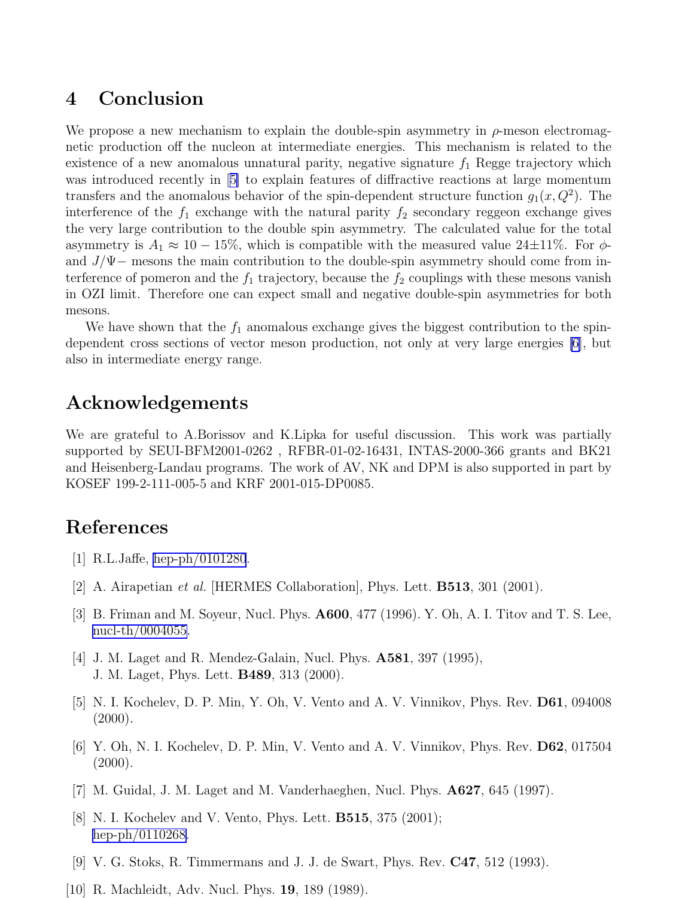# 4 Conclusion

We propose a new mechanism to explain the double-spin asymmetry in $\rho$-meson electromagnetic production off the nucleon at intermediate energies. This mechanism is related to the existence of a new anomalous unnatural parity, negative signature $f_1$ Regge trajectory which was introduced recently in [5] to explain features of diffractive reactions at large momentum transfers and the anomalous behavior of the spin-dependent structure function $g_1(x, Q^2)$. The interference of the $f_1$ exchange with the natural parity $f_2$ secondary reggeon exchange gives the very large contribution to the double spin asymmetry. The calculated value for the total asymmetry is $A_1 \approx 10 - 15\%$, which is compatible with the measured value $24 \pm 11\%$. For $\phi$- and $J/\Psi-$ mesons the main contribution to the double-spin asymmetry should come from interference of pomeron and the $f_1$ trajectory, because the $f_2$ couplings with these mesons vanish in OZI limit. Therefore one can expect small and negative double-spin asymmetries for both mesons.

We have shown that the $f_1$ anomalous exchange gives the biggest contribution to the spin-dependent cross sections of vector meson production, not only at very large energies [6], but also in intermediate energy range.

# Acknowledgements

We are grateful to A.Borissov and K.Lipka for useful discussion. This work was partially supported by SEUI-BFM2001-0262 , RFBR-01-02-16431, INTAS-2000-366 grants and BK21 and Heisenberg-Landau programs. The work of AV, NK and DPM is also supported in part by KOSEF 199-2-111-005-5 and KRF 2001-015-DP0085.

# References

[1] R.L.Jaffe, hep-ph/0101280.

[2] A. Airapetian *et al.* [HERMES Collaboration], Phys. Lett. **B513**, 301 (2001).

[3] B. Friman and M. Soyeur, Nucl. Phys. **A600**, 477 (1996). Y. Oh, A. I. Titov and T. S. Lee, nucl-th/0004055.

[4] J. M. Laget and R. Mendez-Galain, Nucl. Phys. **A581**, 397 (1995), J. M. Laget, Phys. Lett. **B489**, 313 (2000).

[5] N. I. Kochelev, D. P. Min, Y. Oh, V. Vento and A. V. Vinnikov, Phys. Rev. **D61**, 094008 (2000).

[6] Y. Oh, N. I. Kochelev, D. P. Min, V. Vento and A. V. Vinnikov, Phys. Rev. **D62**, 017504 (2000).

[7] M. Guidal, J. M. Laget and M. Vanderhaeghen, Nucl. Phys. **A627**, 645 (1997).

[8] N. I. Kochelev and V. Vento, Phys. Lett. **B515**, 375 (2001); hep-ph/0110268.

[9] V. G. Stoks, R. Timmermans and J. J. de Swart, Phys. Rev. **C47**, 512 (1993).

[10] R. Machleidt, Adv. Nucl. Phys. **19**, 189 (1989).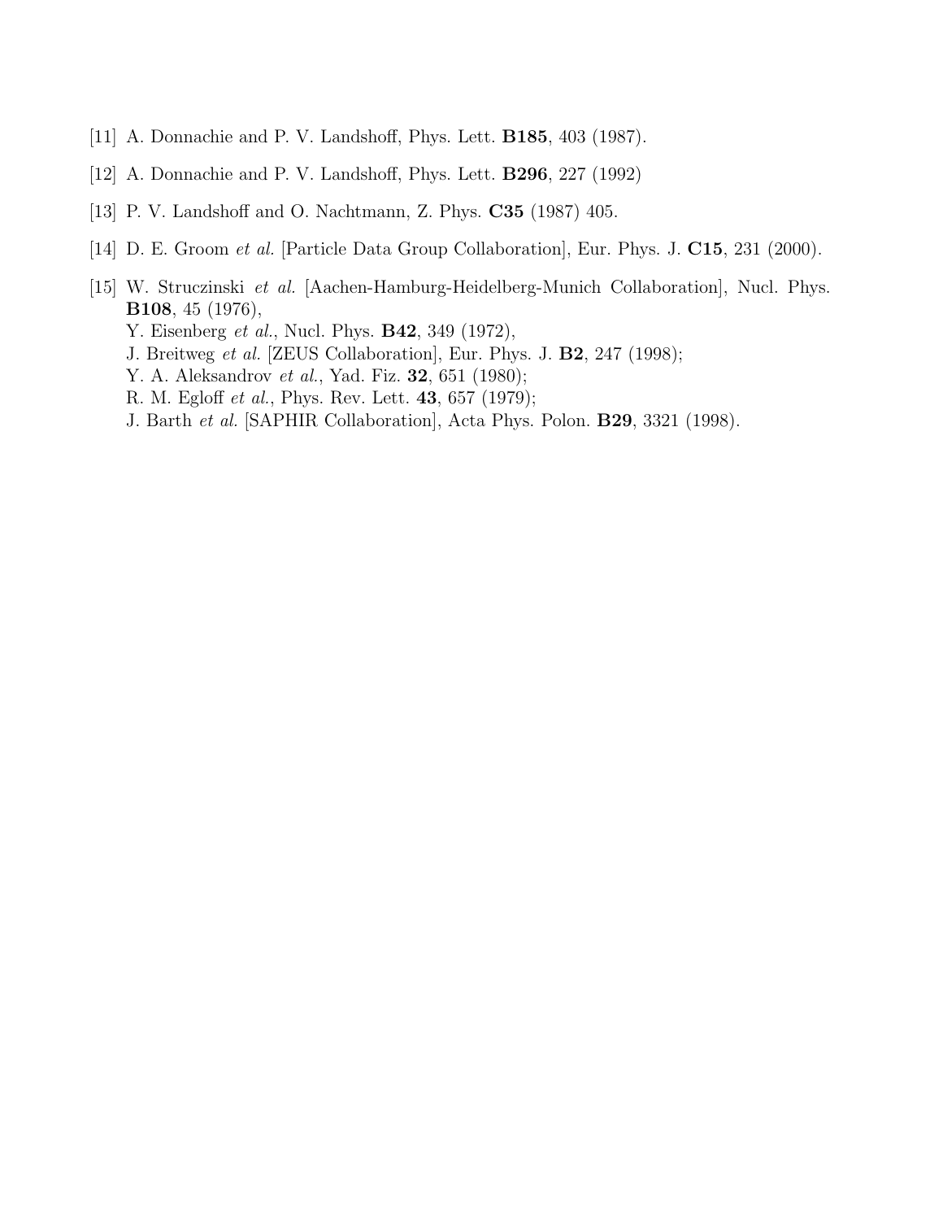[11] A. Donnachie and P. V. Landshoff, Phys. Lett. **B185**, 403 (1987).

[12] A. Donnachie and P. V. Landshoff, Phys. Lett. **B296**, 227 (1992)

[13] P. V. Landshoff and O. Nachtmann, Z. Phys. **C35** (1987) 405.

[14] D. E. Groom *et al.* [Particle Data Group Collaboration], Eur. Phys. J. **C15**, 231 (2000).

[15] W. Struczinski *et al.* [Aachen-Hamburg-Heidelberg-Munich Collaboration], Nucl. Phys. **B108**, 45 (1976),
Y. Eisenberg *et al.*, Nucl. Phys. **B42**, 349 (1972),
J. Breitweg *et al.* [ZEUS Collaboration], Eur. Phys. J. **B2**, 247 (1998);
Y. A. Aleksandrov *et al.*, Yad. Fiz. **32**, 651 (1980);
R. M. Egloff *et al.*, Phys. Rev. Lett. **43**, 657 (1979);
J. Barth *et al.* [SAPHIR Collaboration], Acta Phys. Polon. **B29**, 3321 (1998).